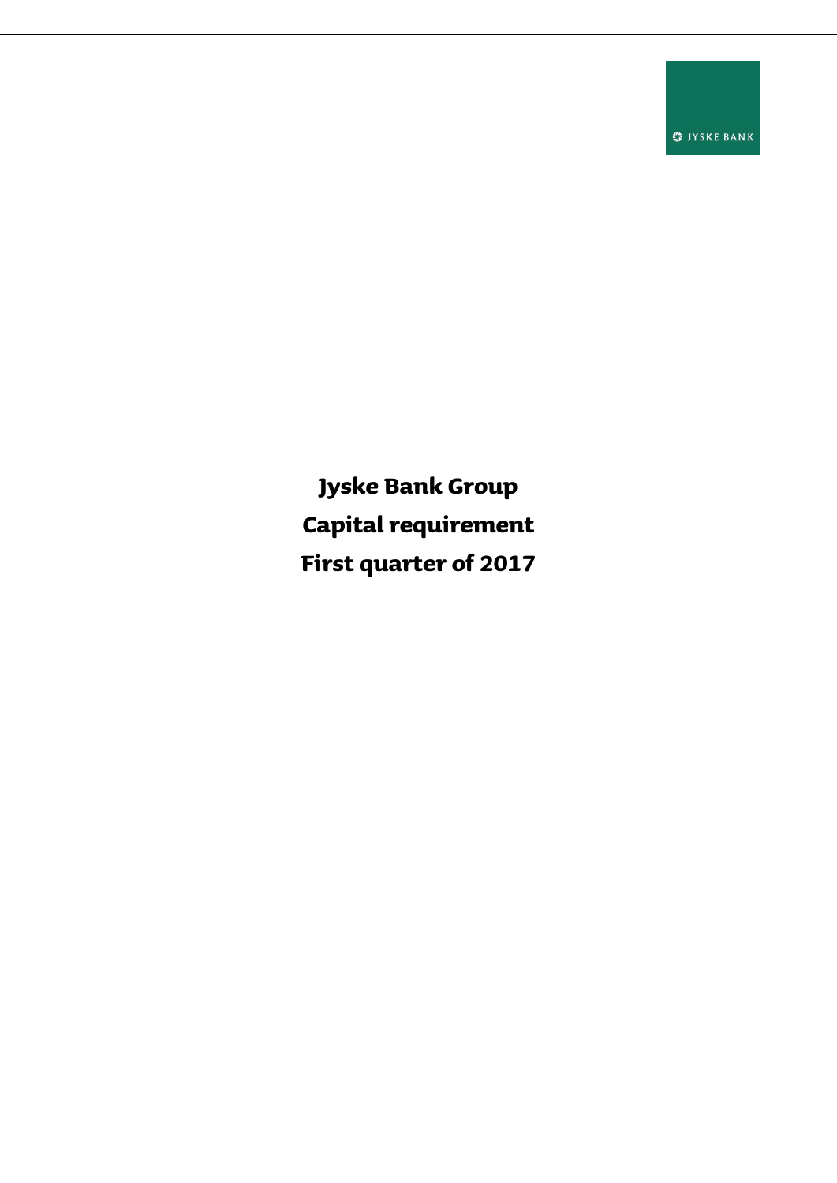# Jyske Bank Group

# Capital requirement

# First quarter of 2017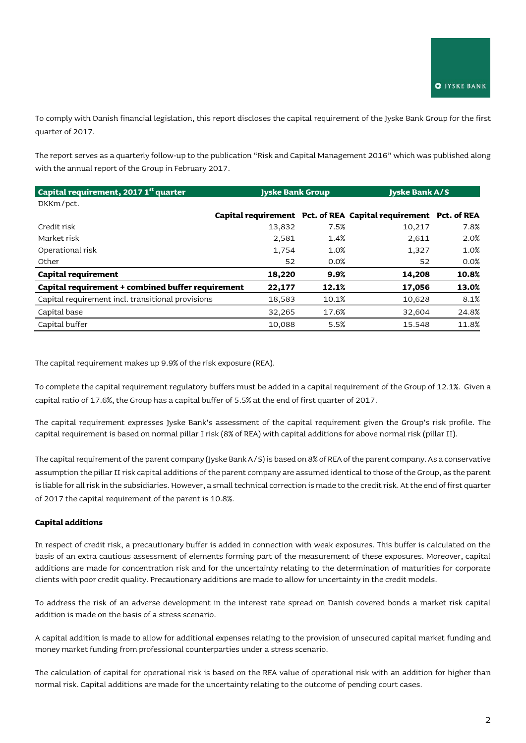To comply with Danish financial legislation, this report discloses the capital requirement of the Jyske Bank Group for the first quarter of 2017.

The report serves as a quarterly follow-up to the publication "Risk and Capital Management 2016" which was published along with the annual report of the Group in February 2017.

| Capital requirement, 2017 1st quarter | Jyske Bank Group | | Jyske Bank A/S | |
|---|---|---|---|---|
| DKKm/pct. | | | | |
| | **Capital requirement** | **Pct. of REA** | **Capital requirement** | **Pct. of REA** |
| Credit risk | 13,832 | 7.5% | 10,217 | 7.8% |
| Market risk | 2,581 | 1.4% | 2,611 | 2.0% |
| Operational risk | 1,754 | 1.0% | 1,327 | 1.0% |
| Other | 52 | 0.0% | 52 | 0.0% |
| **Capital requirement** | **18,220** | **9.9%** | **14,208** | **10.8%** |
| **Capital requirement + combined buffer requirement** | **22,177** | **12.1%** | **17,056** | **13.0%** |
| Capital requirement incl. transitional provisions | 18,583 | 10.1% | 10,628 | 8.1% |
| Capital base | 32,265 | 17.6% | 32,604 | 24.8% |
| Capital buffer | 10,088 | 5.5% | 15.548 | 11.8% |

The capital requirement makes up 9.9% of the risk exposure (REA).

To complete the capital requirement regulatory buffers must be added in a capital requirement of the Group of 12.1%. Given a capital ratio of 17.6%, the Group has a capital buffer of 5.5% at the end of first quarter of 2017.

The capital requirement expresses Jyske Bank's assessment of the capital requirement given the Group's risk profile. The capital requirement is based on normal pillar I risk (8% of REA) with capital additions for above normal risk (pillar II).

The capital requirement of the parent company (Jyske Bank A/S) is based on 8% of REA of the parent company. As a conservative assumption the pillar II risk capital additions of the parent company are assumed identical to those of the Group, as the parent is liable for all risk in the subsidiaries. However, a small technical correction is made to the credit risk. At the end of first quarter of 2017 the capital requirement of the parent is 10.8%.

**Capital additions**

In respect of credit risk, a precautionary buffer is added in connection with weak exposures. This buffer is calculated on the basis of an extra cautious assessment of elements forming part of the measurement of these exposures. Moreover, capital additions are made for concentration risk and for the uncertainty relating to the determination of maturities for corporate clients with poor credit quality. Precautionary additions are made to allow for uncertainty in the credit models.

To address the risk of an adverse development in the interest rate spread on Danish covered bonds a market risk capital addition is made on the basis of a stress scenario.

A capital addition is made to allow for additional expenses relating to the provision of unsecured capital market funding and money market funding from professional counterparties under a stress scenario.

The calculation of capital for operational risk is based on the REA value of operational risk with an addition for higher than normal risk. Capital additions are made for the uncertainty relating to the outcome of pending court cases.